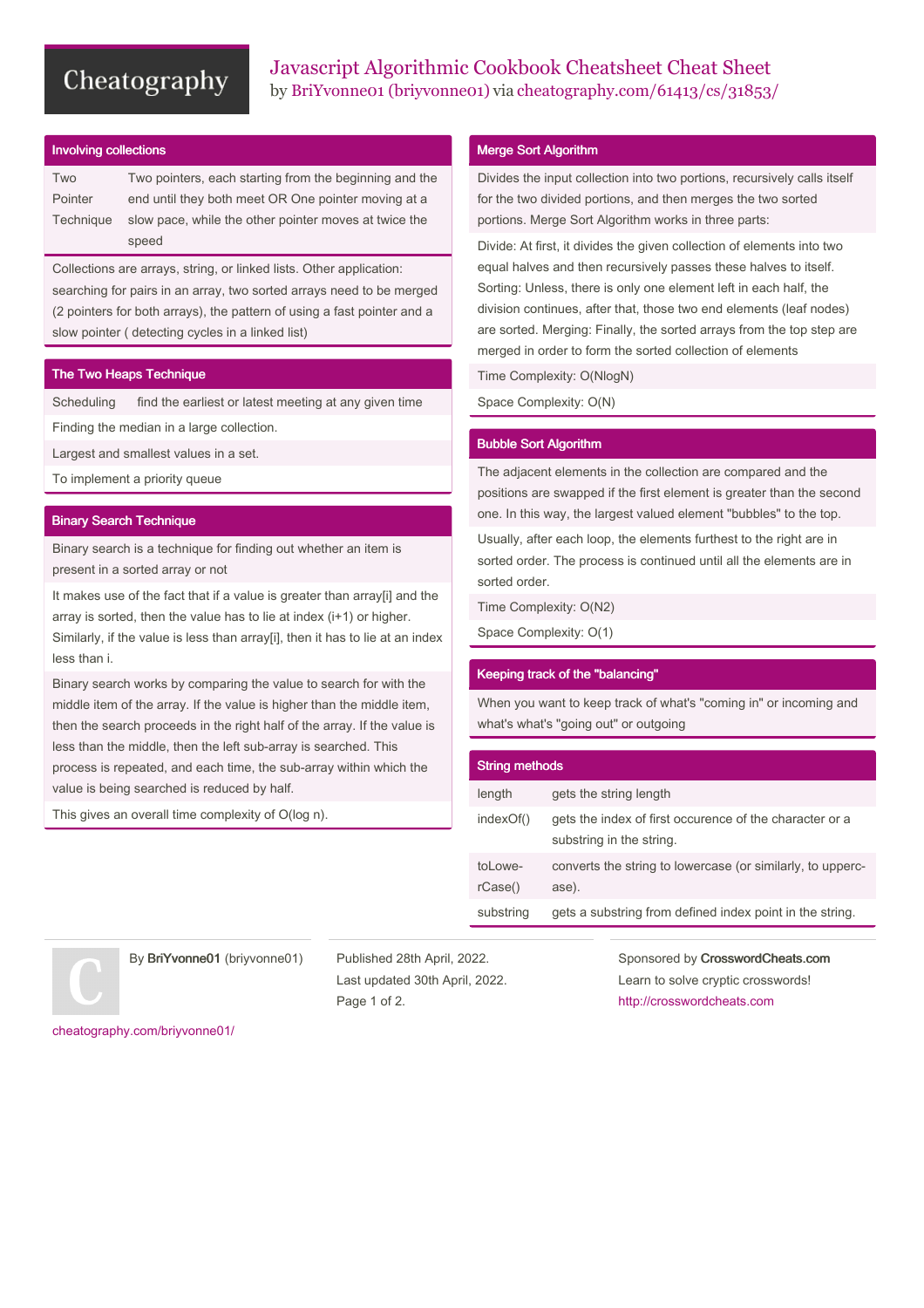# Javascript Algorithmic Cookbook Cheatsheet Cheat Sheet

by BriYvonne01 (briyvonne01) via cheatography.com/61413/cs/31853/

## Involving collections

| | |
|---|---|
| Two Pointer Technique | Two pointers, each starting from the beginning and the end until they both meet OR One pointer moving at a slow pace, while the other pointer moves at twice the speed |

Collections are arrays, string, or linked lists. Other application: searching for pairs in an array, two sorted arrays need to be merged (2 pointers for both arrays), the pattern of using a fast pointer and a slow pointer ( detecting cycles in a linked list)

## The Two Heaps Technique

| | |
|---|---|
| Scheduling | find the earliest or latest meeting at any given time |

Finding the median in a large collection.

Largest and smallest values in a set.

To implement a priority queue

## Binary Search Technique

Binary search is a technique for finding out whether an item is present in a sorted array or not

It makes use of the fact that if a value is greater than array[i] and the array is sorted, then the value has to lie at index (i+1) or higher. Similarly, if the value is less than array[i], then it has to lie at an index less than i.

Binary search works by comparing the value to search for with the middle item of the array. If the value is higher than the middle item, then the search proceeds in the right half of the array. If the value is less than the middle, then the left sub-array is searched. This process is repeated, and each time, the sub-array within which the value is being searched is reduced by half.

This gives an overall time complexity of O(log n).

## Merge Sort Algorithm

Divides the input collection into two portions, recursively calls itself for the two divided portions, and then merges the two sorted portions. Merge Sort Algorithm works in three parts:

Divide: At first, it divides the given collection of elements into two equal halves and then recursively passes these halves to itself. Sorting: Unless, there is only one element left in each half, the division continues, after that, those two end elements (leaf nodes) are sorted. Merging: Finally, the sorted arrays from the top step are merged in order to form the sorted collection of elements

Time Complexity: O(NlogN)

Space Complexity: O(N)

## Bubble Sort Algorithm

The adjacent elements in the collection are compared and the positions are swapped if the first element is greater than the second one. In this way, the largest valued element "bubbles" to the top.

Usually, after each loop, the elements furthest to the right are in sorted order. The process is continued until all the elements are in sorted order.

Time Complexity: O(N2)

Space Complexity: O(1)

## Keeping track of the "balancing"

When you want to keep track of what's "coming in" or incoming and what's what's "going out" or outgoing

## String methods

| | |
|---|---|
| length | gets the string length |
| indexOf() | gets the index of first occurence of the character or a substring in the string. |
| toLowerCase() | converts the string to lowercase (or similarly, to uppercase). |
| substring | gets a substring from defined index point in the string. |

By **BriYvonne01** (briyvonne01)

cheatography.com/briyvonne01/

Published 28th April, 2022.
Last updated 30th April, 2022.

Sponsored by **CrosswordCheats.com**
Learn to solve cryptic crosswords!
http://crosswordcheats.com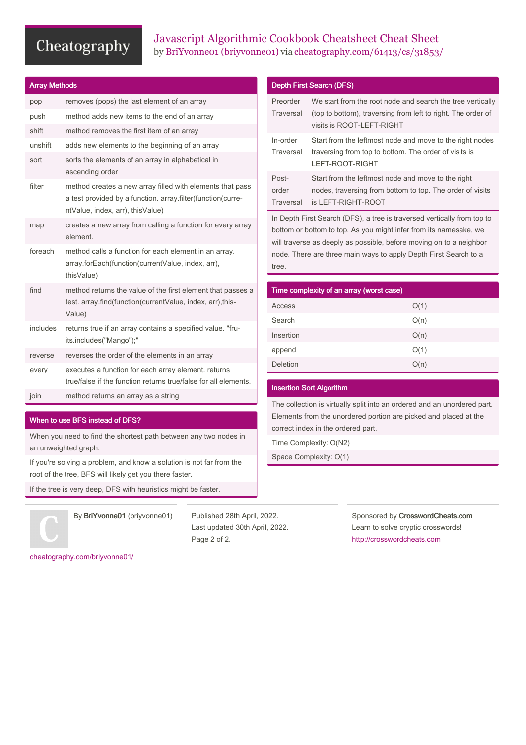## Array Methods

| | |
|---|---|
| pop | removes (pops) the last element of an array |
| push | method adds new items to the end of an array |
| shift | method removes the first item of an array |
| unshift | adds new elements to the beginning of an array |
| sort | sorts the elements of an array in alphabetical in ascending order |
| filter | method creates a new array filled with elements that pass a test provided by a function. array.filter(function(currentValue, index, arr), thisValue) |
| map | creates a new array from calling a function for every array element. |
| foreach | method calls a function for each element in an array. array.forEach(function(currentValue, index, arr), thisValue) |
| find | method returns the value of the first element that passes a test. array.find(function(currentValue, index, arr),thisValue) |
| includes | returns true if an array contains a specified value. "fruits.includes("Mango");" |
| reverse | reverses the order of the elements in an array |
| every | executes a function for each array element. returns true/false if the function returns true/false for all elements. |
| join | method returns an array as a string |

## When to use BFS instead of DFS?

When you need to find the shortest path between any two nodes in an unweighted graph.

If you're solving a problem, and know a solution is not far from the root of the tree, BFS will likely get you there faster.

If the tree is very deep, DFS with heuristics might be faster.

## Depth First Search (DFS)

| | |
|---|---|
| Preorder Traversal | We start from the root node and search the tree vertically (top to bottom), traversing from left to right. The order of visits is ROOT-LEFT-RIGHT |
| In-order Traversal | Start from the leftmost node and move to the right nodes traversing from top to bottom. The order of visits is LEFT-ROOT-RIGHT |
| Post-order Traversal | Start from the leftmost node and move to the right nodes, traversing from bottom to top. The order of visits is LEFT-RIGHT-ROOT |

In Depth First Search (DFS), a tree is traversed vertically from top to bottom or bottom to top. As you might infer from its namesake, we will traverse as deeply as possible, before moving on to a neighbor node. There are three main ways to apply Depth First Search to a tree.

## Time complexity of an array (worst case)

| | |
|---|---|
| Access | O(1) |
| Search | O(n) |
| Insertion | O(n) |
| append | O(1) |
| Deletion | O(n) |

## Insertion Sort Algorithm

The collection is virtually split into an ordered and an unordered part. Elements from the unordered portion are picked and placed at the correct index in the ordered part.

Time Complexity: O(N2)

Space Complexity: O(1)